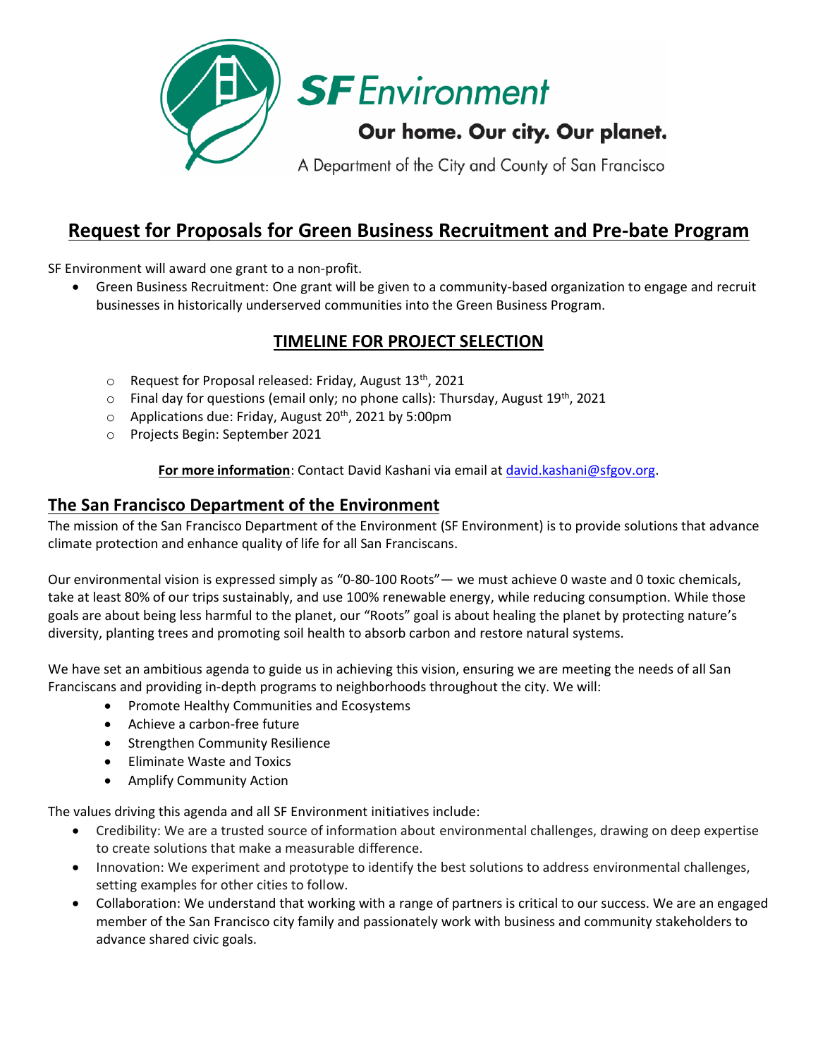**SF Environment**

**Our home. Our city. Our planet.**

A Department of the City and County of San Francisco

# Request for Proposals for Green Business Recruitment and Pre-bate Program

SF Environment will award one grant to a non-profit.

- Green Business Recruitment: One grant will be given to a community-based organization to engage and recruit businesses in historically underserved communities into the Green Business Program.

## TIMELINE FOR PROJECT SELECTION

- Request for Proposal released: Friday, August 13th, 2021
- Final day for questions (email only; no phone calls): Thursday, August 19th, 2021
- Applications due: Friday, August 20th, 2021 by 5:00pm
- Projects Begin: September 2021

**For more information**: Contact David Kashani via email at david.kashani@sfgov.org.

## The San Francisco Department of the Environment

The mission of the San Francisco Department of the Environment (SF Environment) is to provide solutions that advance climate protection and enhance quality of life for all San Franciscans.

Our environmental vision is expressed simply as "0-80-100 Roots"— we must achieve 0 waste and 0 toxic chemicals, take at least 80% of our trips sustainably, and use 100% renewable energy, while reducing consumption. While those goals are about being less harmful to the planet, our "Roots" goal is about healing the planet by protecting nature's diversity, planting trees and promoting soil health to absorb carbon and restore natural systems.

We have set an ambitious agenda to guide us in achieving this vision, ensuring we are meeting the needs of all San Franciscans and providing in-depth programs to neighborhoods throughout the city. We will:

- Promote Healthy Communities and Ecosystems
- Achieve a carbon-free future
- Strengthen Community Resilience
- Eliminate Waste and Toxics
- Amplify Community Action

The values driving this agenda and all SF Environment initiatives include:

- Credibility: We are a trusted source of information about environmental challenges, drawing on deep expertise to create solutions that make a measurable difference.
- Innovation: We experiment and prototype to identify the best solutions to address environmental challenges, setting examples for other cities to follow.
- Collaboration: We understand that working with a range of partners is critical to our success. We are an engaged member of the San Francisco city family and passionately work with business and community stakeholders to advance shared civic goals.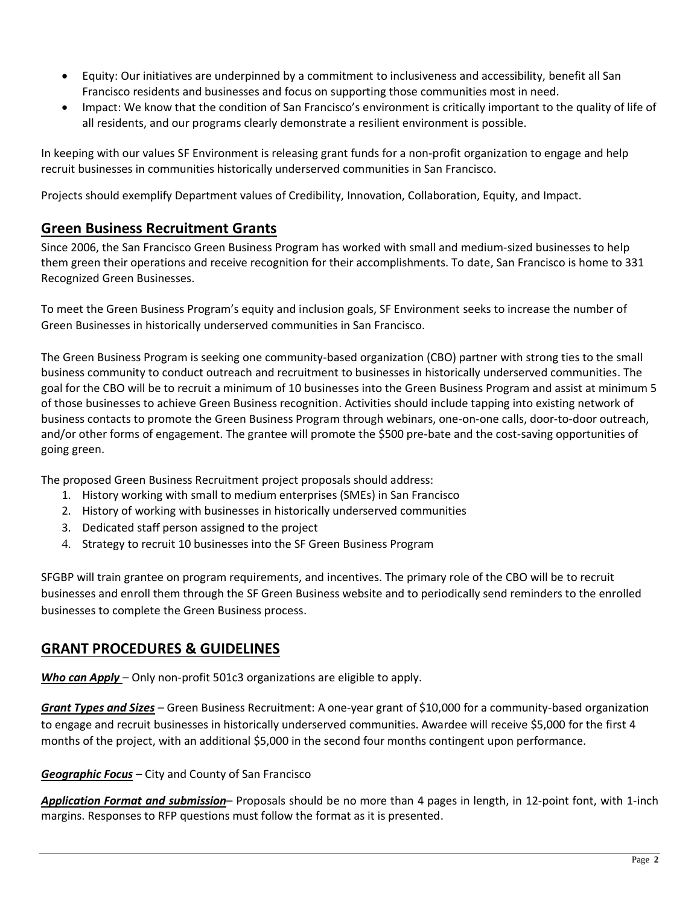- Equity: Our initiatives are underpinned by a commitment to inclusiveness and accessibility, benefit all San Francisco residents and businesses and focus on supporting those communities most in need.
- Impact: We know that the condition of San Francisco's environment is critically important to the quality of life of all residents, and our programs clearly demonstrate a resilient environment is possible.

In keeping with our values SF Environment is releasing grant funds for a non-profit organization to engage and help recruit businesses in communities historically underserved communities in San Francisco.

Projects should exemplify Department values of Credibility, Innovation, Collaboration, Equity, and Impact.

## Green Business Recruitment Grants

Since 2006, the San Francisco Green Business Program has worked with small and medium-sized businesses to help them green their operations and receive recognition for their accomplishments. To date, San Francisco is home to 331 Recognized Green Businesses.

To meet the Green Business Program's equity and inclusion goals, SF Environment seeks to increase the number of Green Businesses in historically underserved communities in San Francisco.

The Green Business Program is seeking one community-based organization (CBO) partner with strong ties to the small business community to conduct outreach and recruitment to businesses in historically underserved communities. The goal for the CBO will be to recruit a minimum of 10 businesses into the Green Business Program and assist at minimum 5 of those businesses to achieve Green Business recognition. Activities should include tapping into existing network of business contacts to promote the Green Business Program through webinars, one-on-one calls, door-to-door outreach, and/or other forms of engagement. The grantee will promote the $500 pre-bate and the cost-saving opportunities of going green.

The proposed Green Business Recruitment project proposals should address:

1. History working with small to medium enterprises (SMEs) in San Francisco
2. History of working with businesses in historically underserved communities
3. Dedicated staff person assigned to the project
4. Strategy to recruit 10 businesses into the SF Green Business Program

SFGBP will train grantee on program requirements, and incentives. The primary role of the CBO will be to recruit businesses and enroll them through the SF Green Business website and to periodically send reminders to the enrolled businesses to complete the Green Business process.

## GRANT PROCEDURES & GUIDELINES

***Who can Apply*** – Only non-profit 501c3 organizations are eligible to apply.

***Grant Types and Sizes*** – Green Business Recruitment: A one-year grant of $10,000 for a community-based organization to engage and recruit businesses in historically underserved communities. Awardee will receive $5,000 for the first 4 months of the project, with an additional $5,000 in the second four months contingent upon performance.

***Geographic Focus*** – City and County of San Francisco

***Application Format and submission***– Proposals should be no more than 4 pages in length, in 12-point font, with 1-inch margins. Responses to RFP questions must follow the format as it is presented.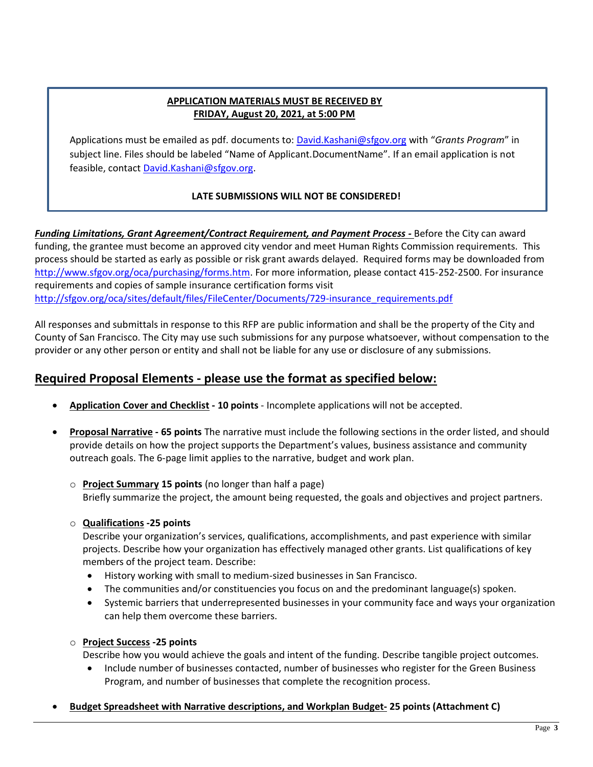**APPLICATION MATERIALS MUST BE RECEIVED BY**
**FRIDAY, August 20, 2021, at 5:00 PM**

Applications must be emailed as pdf. documents to: [David.Kashani@sfgov.org](mailto:David.Kashani@sfgov.org) with "*Grants Program*" in subject line. Files should be labeled "Name of Applicant.DocumentName". If an email application is not feasible, contact [David.Kashani@sfgov.org](mailto:David.Kashani@sfgov.org).

**LATE SUBMISSIONS WILL NOT BE CONSIDERED!**

***Funding Limitations, Grant Agreement/Contract Requirement, and Payment Process -*** Before the City can award funding, the grantee must become an approved city vendor and meet Human Rights Commission requirements. This process should be started as early as possible or risk grant awards delayed. Required forms may be downloaded from http://www.sfgov.org/oca/purchasing/forms.htm. For more information, please contact 415-252-2500. For insurance requirements and copies of sample insurance certification forms visit http://sfgov.org/oca/sites/default/files/FileCenter/Documents/729-insurance_requirements.pdf

All responses and submittals in response to this RFP are public information and shall be the property of the City and County of San Francisco. The City may use such submissions for any purpose whatsoever, without compensation to the provider or any other person or entity and shall not be liable for any use or disclosure of any submissions.

## Required Proposal Elements - please use the format as specified below:

- **Application Cover and Checklist - 10 points** - Incomplete applications will not be accepted.
- **Proposal Narrative - 65 points** The narrative must include the following sections in the order listed, and should provide details on how the project supports the Department's values, business assistance and community outreach goals. The 6-page limit applies to the narrative, budget and work plan.
  - **Project Summary 15 points** (no longer than half a page)
    Briefly summarize the project, the amount being requested, the goals and objectives and project partners.
  - **Qualifications -25 points**
    Describe your organization's services, qualifications, accomplishments, and past experience with similar projects. Describe how your organization has effectively managed other grants. List qualifications of key members of the project team. Describe:
    - History working with small to medium-sized businesses in San Francisco.
    - The communities and/or constituencies you focus on and the predominant language(s) spoken.
    - Systemic barriers that underrepresented businesses in your community face and ways your organization can help them overcome these barriers.
  - **Project Success -25 points**
    Describe how you would achieve the goals and intent of the funding. Describe tangible project outcomes.
    - Include number of businesses contacted, number of businesses who register for the Green Business Program, and number of businesses that complete the recognition process.
- **Budget Spreadsheet with Narrative descriptions, and Workplan Budget- 25 points (Attachment C)**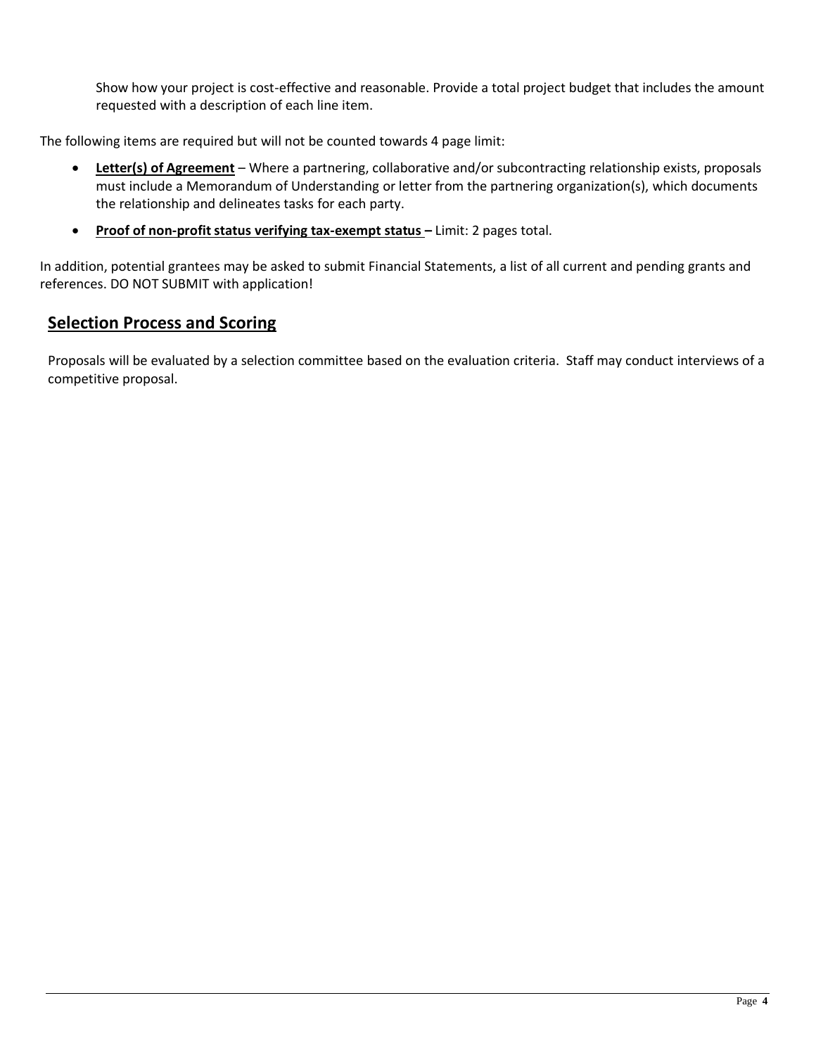Show how your project is cost-effective and reasonable. Provide a total project budget that includes the amount requested with a description of each line item.

The following items are required but will not be counted towards 4 page limit:

- **Letter(s) of Agreement** – Where a partnering, collaborative and/or subcontracting relationship exists, proposals must include a Memorandum of Understanding or letter from the partnering organization(s), which documents the relationship and delineates tasks for each party.
- **Proof of non-profit status verifying tax-exempt status –** Limit: 2 pages total.

In addition, potential grantees may be asked to submit Financial Statements, a list of all current and pending grants and references. DO NOT SUBMIT with application!

## Selection Process and Scoring

Proposals will be evaluated by a selection committee based on the evaluation criteria. Staff may conduct interviews of a competitive proposal.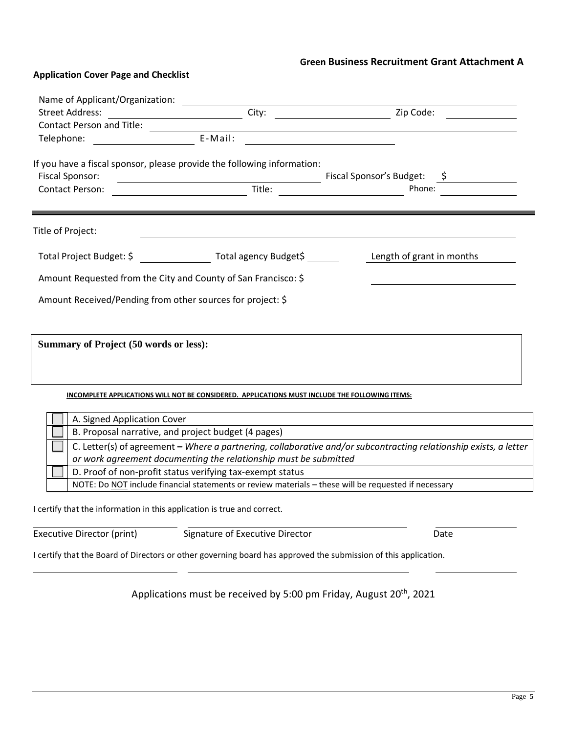**Green Business Recruitment Grant Attachment A**

**Application Cover Page and Checklist**

Name of Applicant/Organization: ______________________________

Street Address: ______________ City: ______________ Zip Code: __________

Contact Person and Title: ______________________________

Telephone: ______________ E-Mail: ______________

If you have a fiscal sponsor, please provide the following information:

Fiscal Sponsor: ______________ Fiscal Sponsor's Budget: $ __________

Contact Person: ______________ Title: ______________ Phone: __________

---

Title of Project: ______________________________

Total Project Budget: $ __________ Total agency Budget$ ______ Length of grant in months __________

Amount Requested from the City and County of San Francisco: $ __________

Amount Received/Pending from other sources for project: $

**Summary of Project (50 words or less):**

**INCOMPLETE APPLICATIONS WILL NOT BE CONSIDERED. APPLICATIONS MUST INCLUDE THE FOLLOWING ITEMS:**

| | |
|---|---|
| ☐ | A. Signed Application Cover |
| ☐ | B. Proposal narrative, and project budget (4 pages) |
| ☐ | C. Letter(s) of agreement **–** *Where a partnering, collaborative and/or subcontracting relationship exists, a letter or work agreement documenting the relationship must be submitted* |
| ☐ | D. Proof of non-profit status verifying tax-exempt status |
| | NOTE: Do NOT include financial statements or review materials – these will be requested if necessary |

I certify that the information in this application is true and correct.

Executive Director (print) ______________ Signature of Executive Director ______________ Date __________

I certify that the Board of Directors or other governing board has approved the submission of this application.

______________ ______________ __________

Applications must be received by 5:00 pm Friday, August 20th, 2021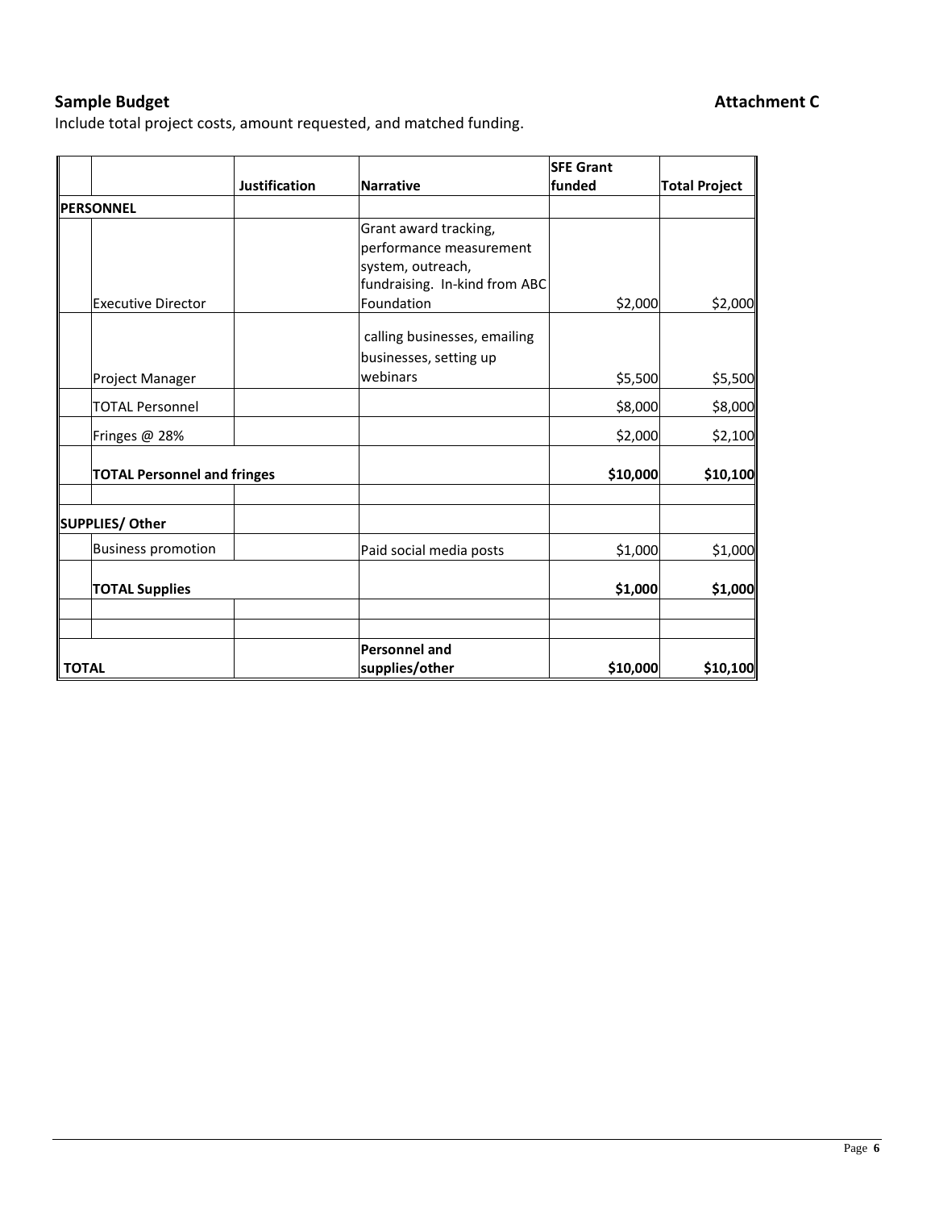**Sample Budget** **Attachment C**

Include total project costs, amount requested, and matched funding.

| | | Justification | Narrative | SFE Grant funded | Total Project |
|---|---|---|---|---|---|
| **PERSONNEL** | | | | | |
| | Executive Director | | Grant award tracking, performance measurement system, outreach, fundraising. In-kind from ABC Foundation | $2,000 | $2,000 |
| | Project Manager | | calling businesses, emailing businesses, setting up webinars | $5,500 | $5,500 |
| | TOTAL Personnel | | | $8,000 | $8,000 |
| | Fringes @ 28% | | | $2,000 | $2,100 |
| | **TOTAL Personnel and fringes** | | | **$10,000** | **$10,100** |
| | | | | | |
| **SUPPLIES/ Other** | | | | | |
| | Business promotion | | Paid social media posts | $1,000 | $1,000 |
| | **TOTAL Supplies** | | | **$1,000** | **$1,000** |
| | | | | | |
| | | | | | |
| **TOTAL** | | | **Personnel and supplies/other** | **$10,000** | **$10,100** |